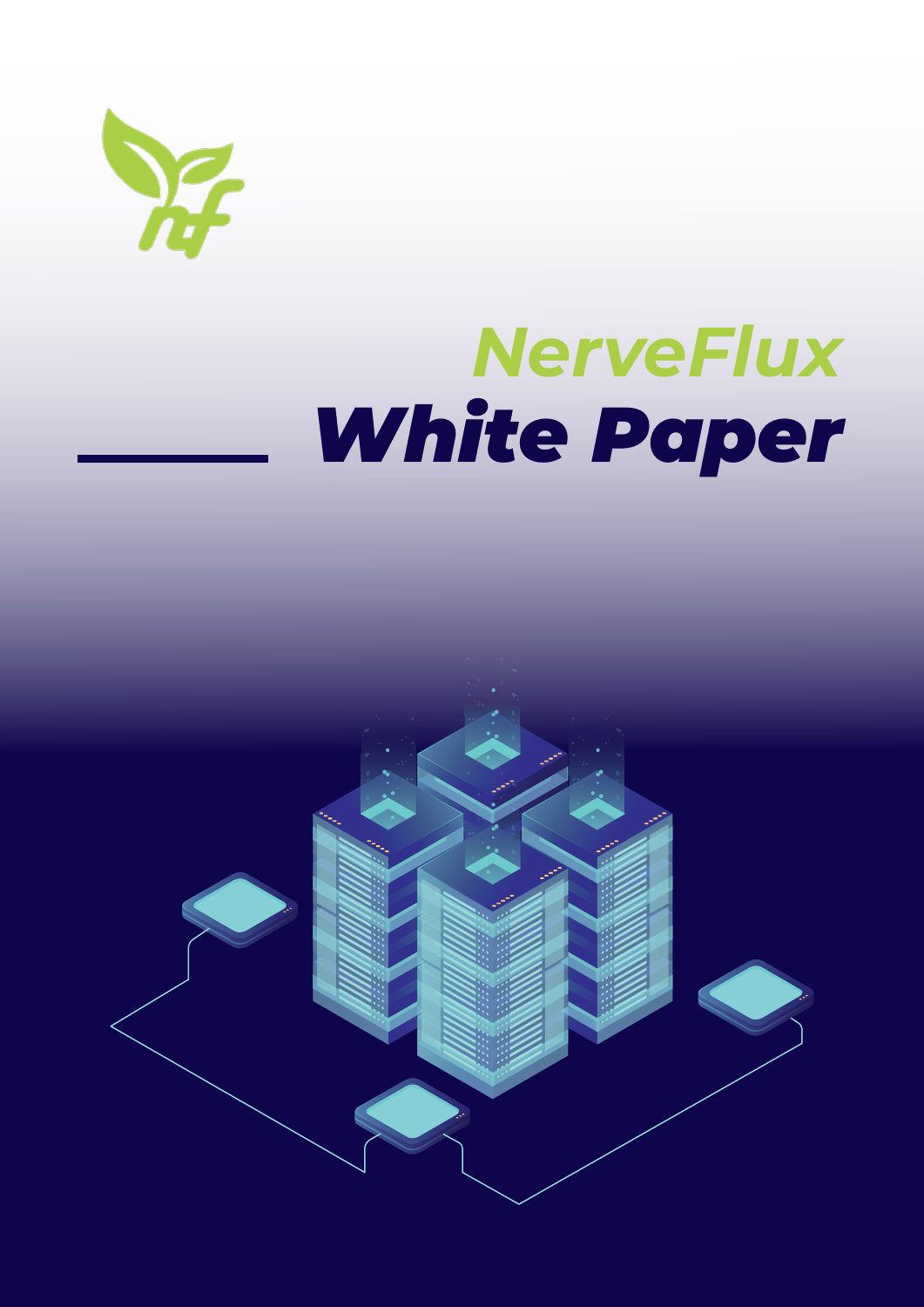# NerveFlux

# White Paper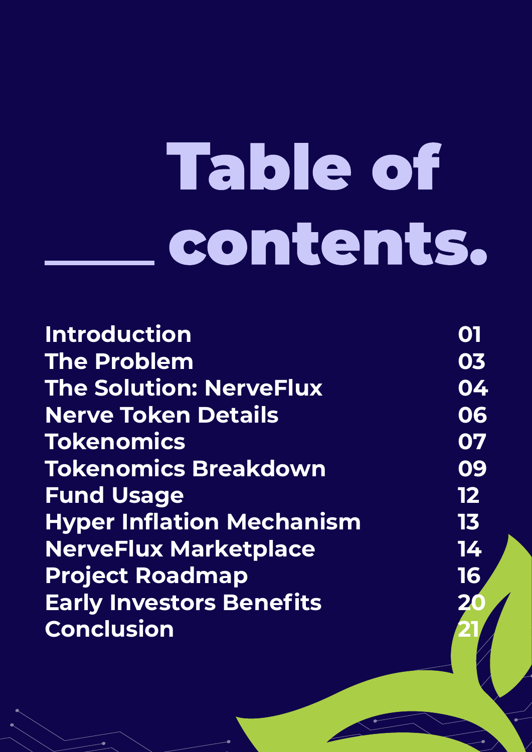# Table of contents.

| | |
|---|---|
| Introduction | 01 |
| The Problem | 03 |
| The Solution: NerveFlux | 04 |
| Nerve Token Details | 06 |
| Tokenomics | 07 |
| Tokenomics Breakdown | 09 |
| Fund Usage | 12 |
| Hyper Inflation Mechanism | 13 |
| NerveFlux Marketplace | 14 |
| Project Roadmap | 16 |
| Early Investors Benefits | 20 |
| Conclusion | 21 |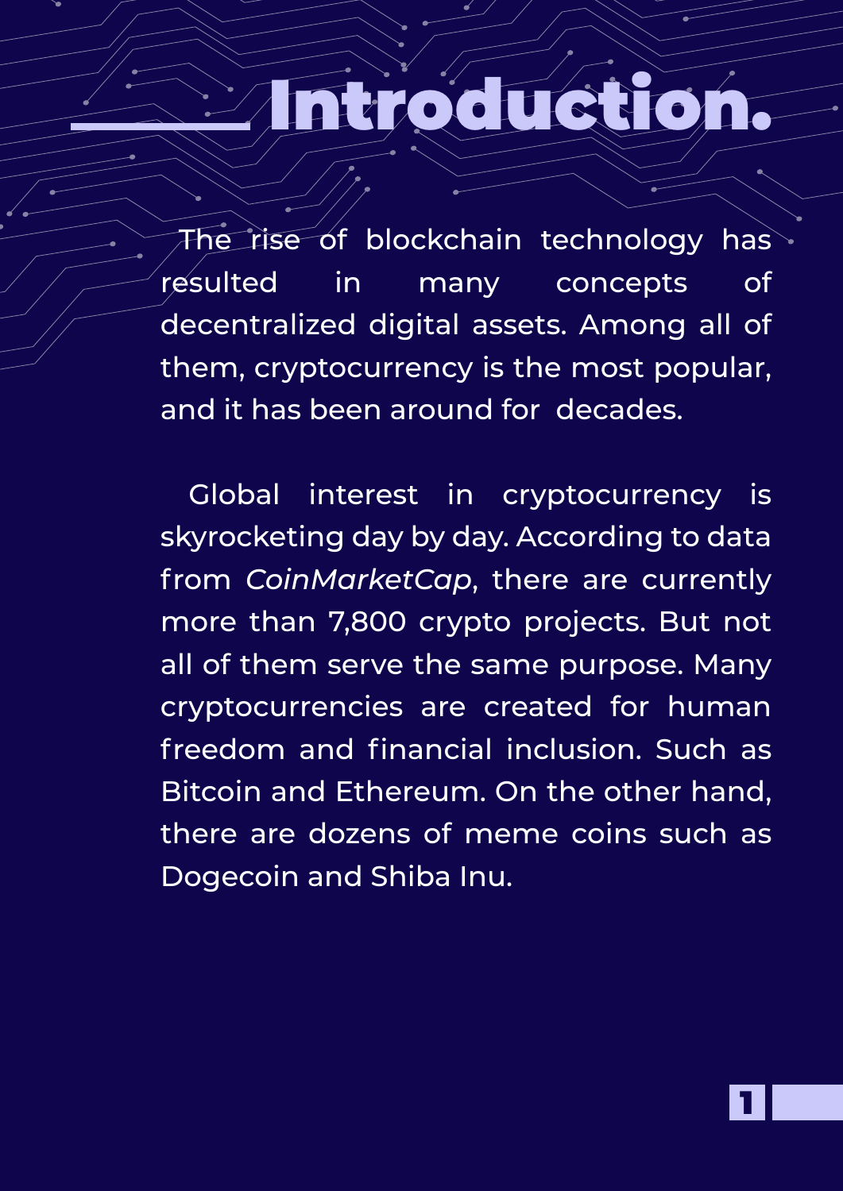# Introduction.

The rise of blockchain technology has resulted in many concepts of decentralized digital assets. Among all of them, cryptocurrency is the most popular, and it has been around for decades.

Global interest in cryptocurrency is skyrocketing day by day. According to data from *CoinMarketCap*, there are currently more than 7,800 crypto projects. But not all of them serve the same purpose. Many cryptocurrencies are created for human freedom and financial inclusion. Such as Bitcoin and Ethereum. On the other hand, there are dozens of meme coins such as Dogecoin and Shiba Inu.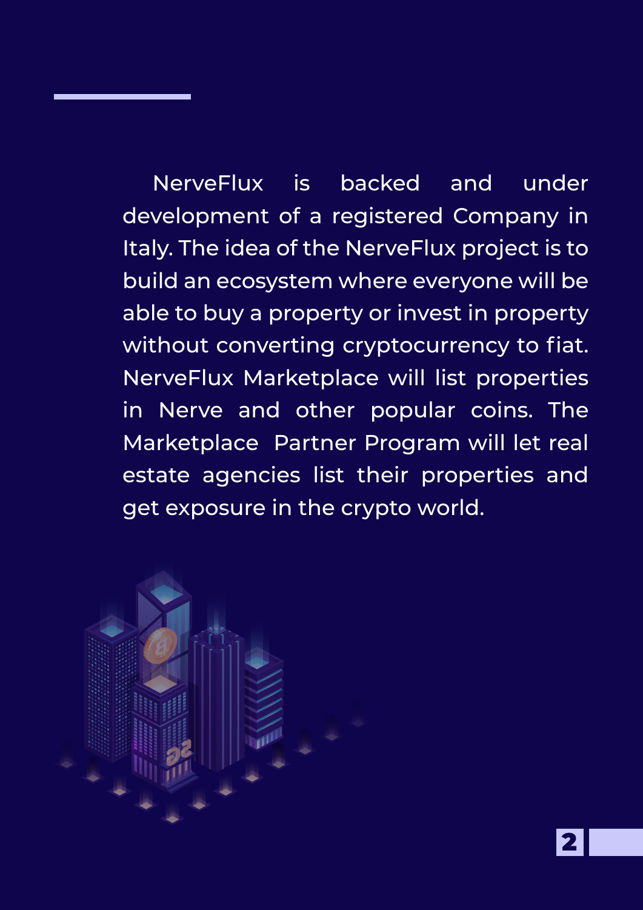NerveFlux is backed and under development of a registered Company in Italy. The idea of the NerveFlux project is to build an ecosystem where everyone will be able to buy a property or invest in property without converting cryptocurrency to fiat. NerveFlux Marketplace will list properties in Nerve and other popular coins. The Marketplace Partner Program will let real estate agencies list their properties and get exposure in the crypto world.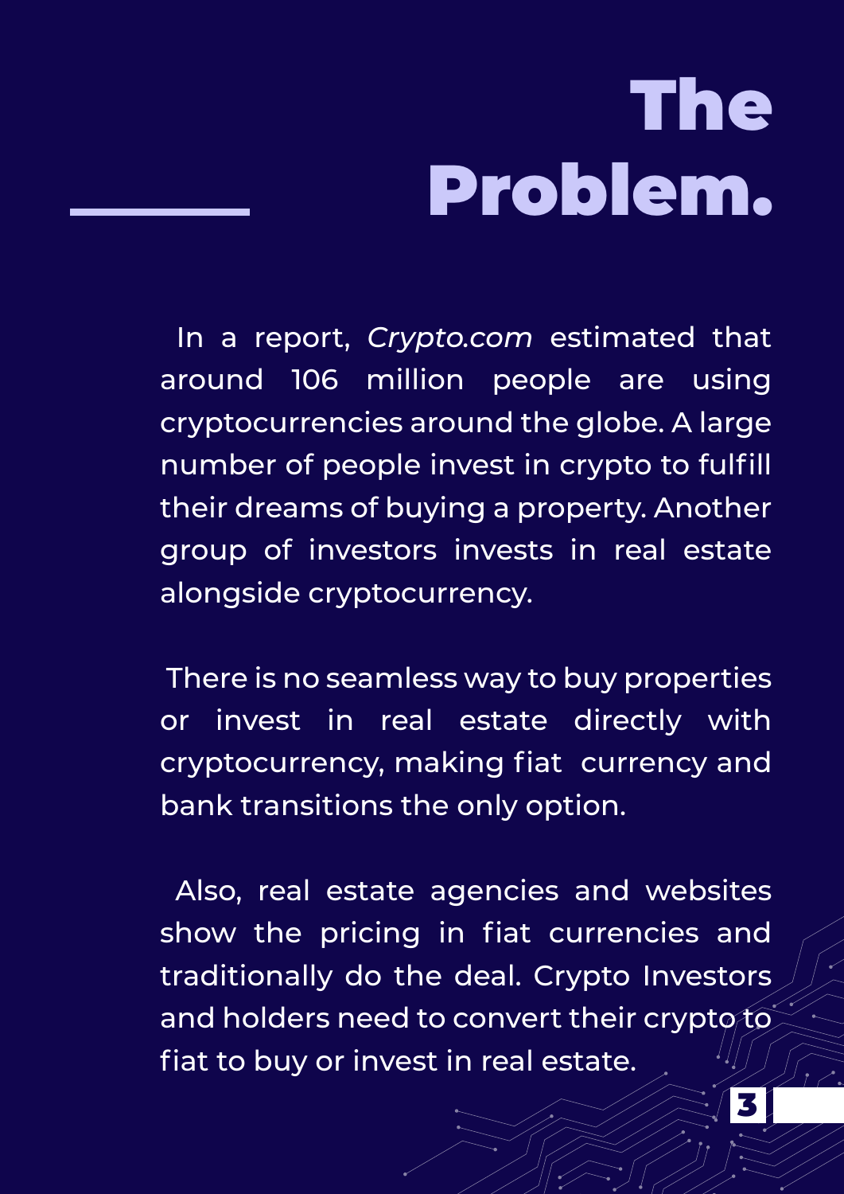# The Problem.

In a report, *Crypto.com* estimated that around 106 million people are using cryptocurrencies around the globe. A large number of people invest in crypto to fulfill their dreams of buying a property. Another group of investors invests in real estate alongside cryptocurrency.

There is no seamless way to buy properties or invest in real estate directly with cryptocurrency, making fiat currency and bank transitions the only option.

Also, real estate agencies and websites show the pricing in fiat currencies and traditionally do the deal. Crypto Investors and holders need to convert their crypto to fiat to buy or invest in real estate.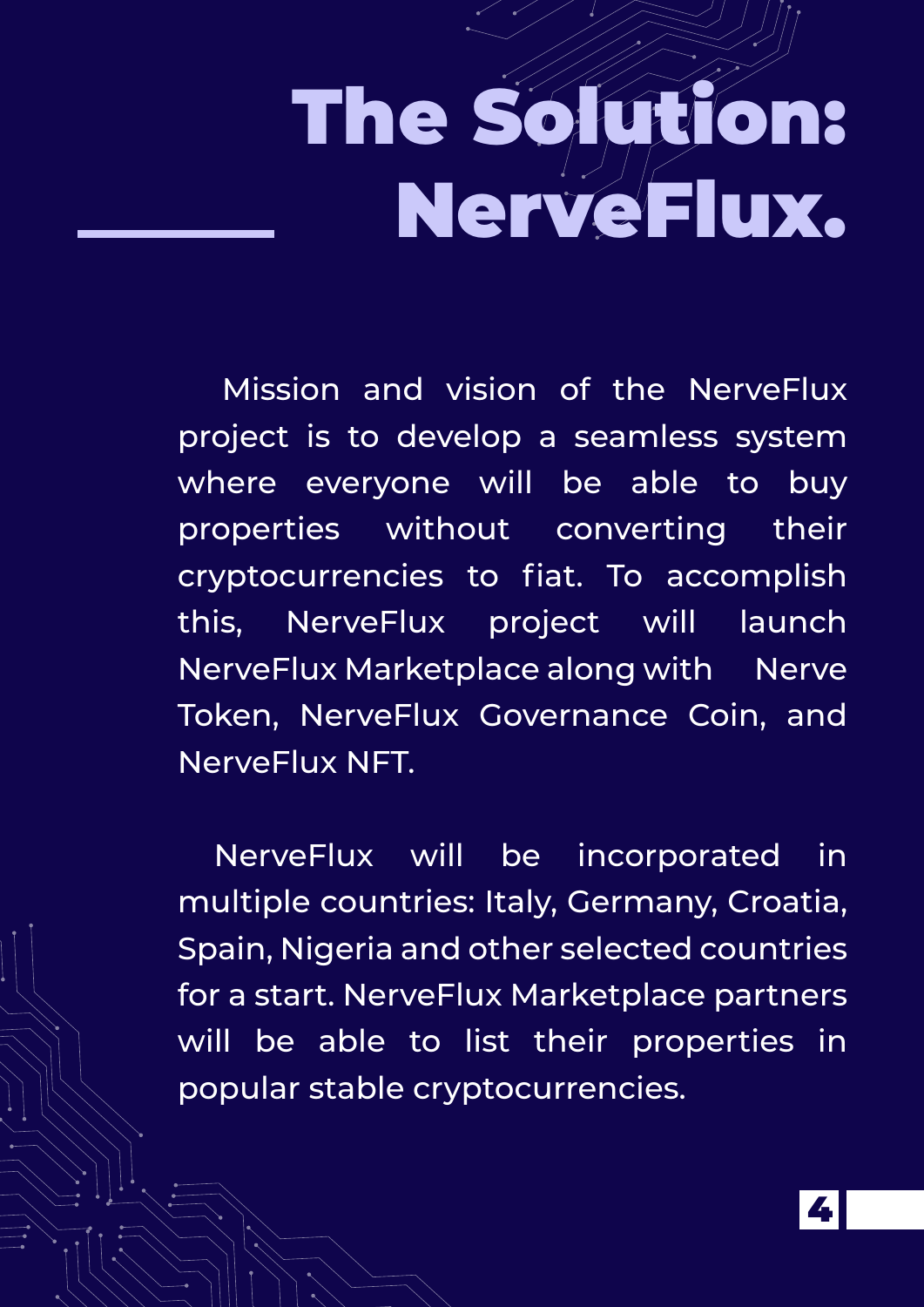# The Solution: NerveFlux.

Mission and vision of the NerveFlux project is to develop a seamless system where everyone will be able to buy properties without converting their cryptocurrencies to fiat. To accomplish this, NerveFlux project will launch NerveFlux Marketplace along with Nerve Token, NerveFlux Governance Coin, and NerveFlux NFT.

NerveFlux will be incorporated in multiple countries: Italy, Germany, Croatia, Spain, Nigeria and other selected countries for a start. NerveFlux Marketplace partners will be able to list their properties in popular stable cryptocurrencies.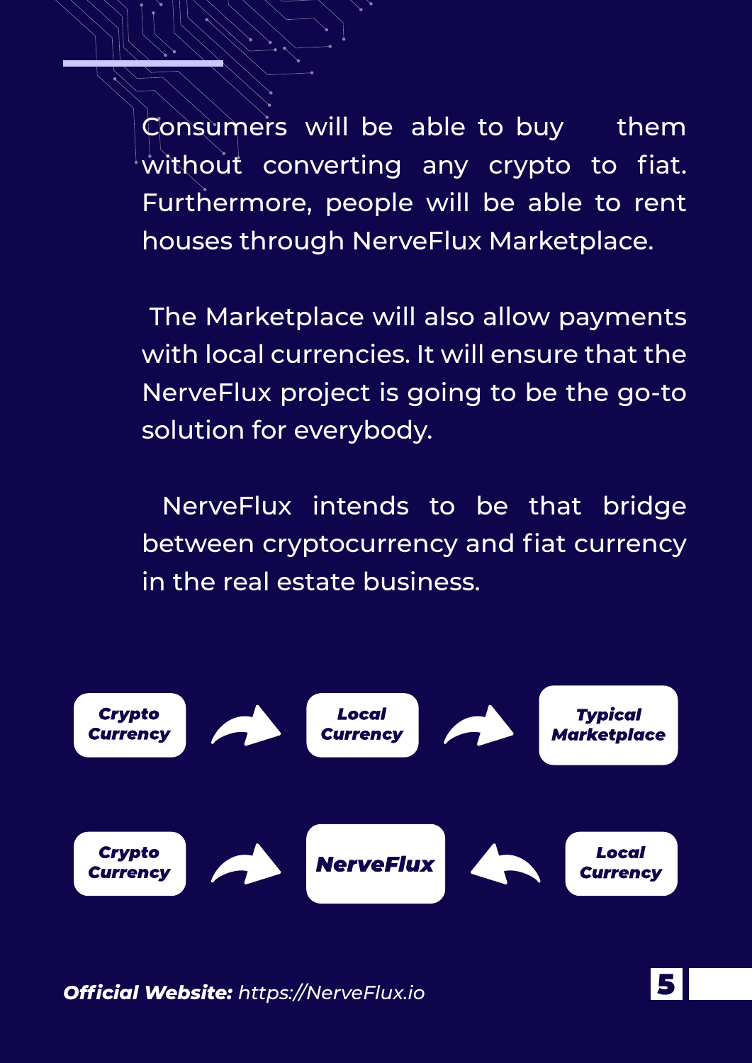Consumers will be able to buy them without converting any crypto to fiat. Furthermore, people will be able to rent houses through NerveFlux Marketplace.

The Marketplace will also allow payments with local currencies. It will ensure that the NerveFlux project is going to be the go-to solution for everybody.

NerveFlux intends to be that bridge between cryptocurrency and fiat currency in the real estate business.

***Crypto Currency*** → ***Local Currency*** → ***Typical Marketplace***

***Crypto Currency*** → ***NerveFlux*** ← ***Local Currency***

***Official Website:*** *https://NerveFlux.io*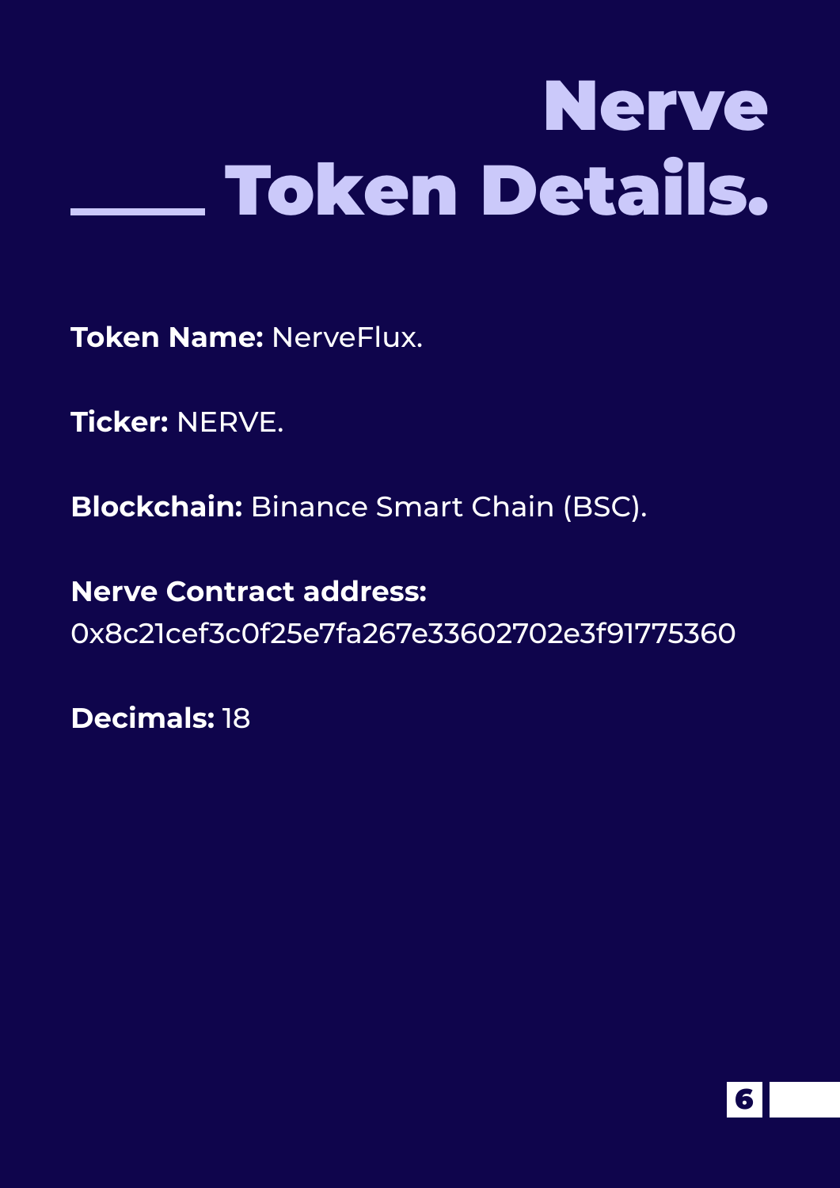# Nerve Token Details.

**Token Name:** NerveFlux.

**Ticker:** NERVE.

**Blockchain:** Binance Smart Chain (BSC).

**Nerve Contract address:**
0x8c21cef3c0f25e7fa267e33602702e3f91775360

**Decimals:** 18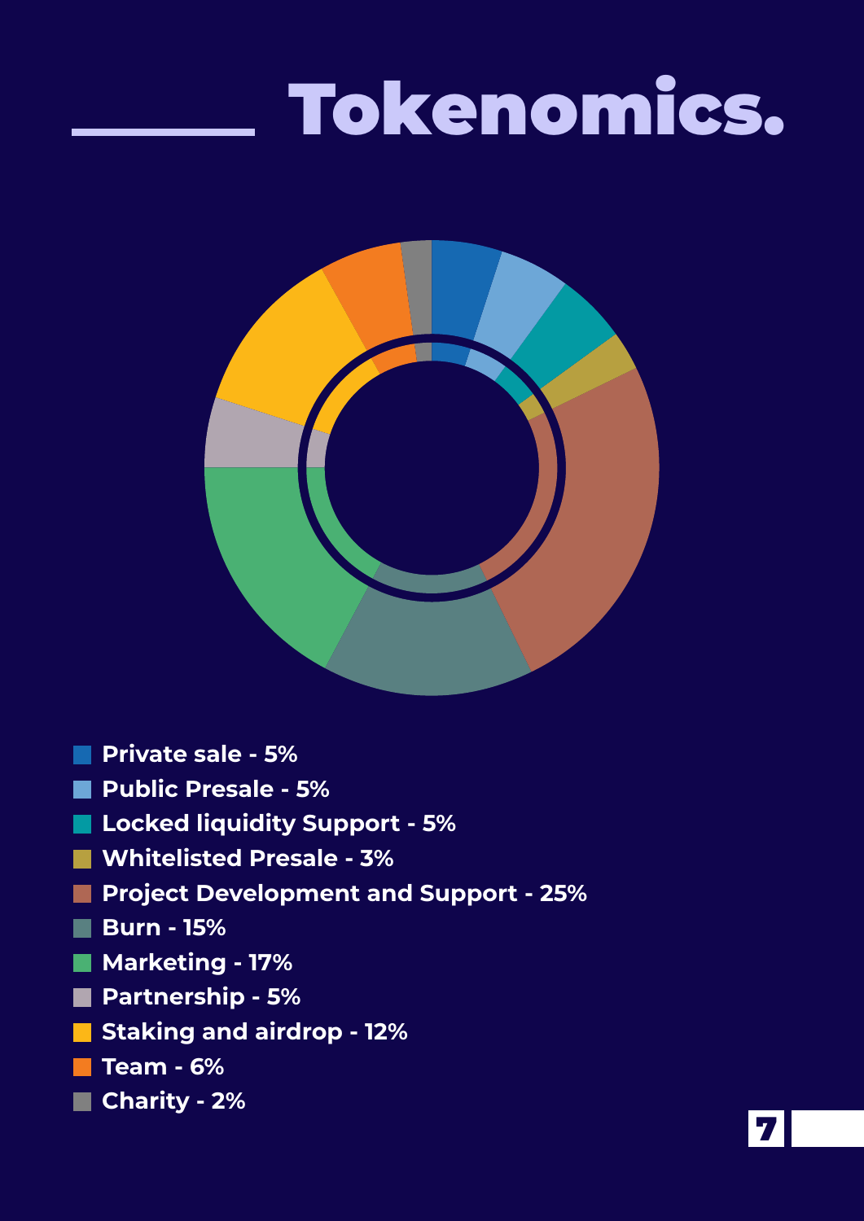# Tokenomics.

- Private sale - 5%
- Public Presale - 5%
- Locked liquidity Support - 5%
- Whitelisted Presale - 3%
- Project Development and Support - 25%
- Burn - 15%
- Marketing - 17%
- Partnership - 5%
- Staking and airdrop - 12%
- Team - 6%
- Charity - 2%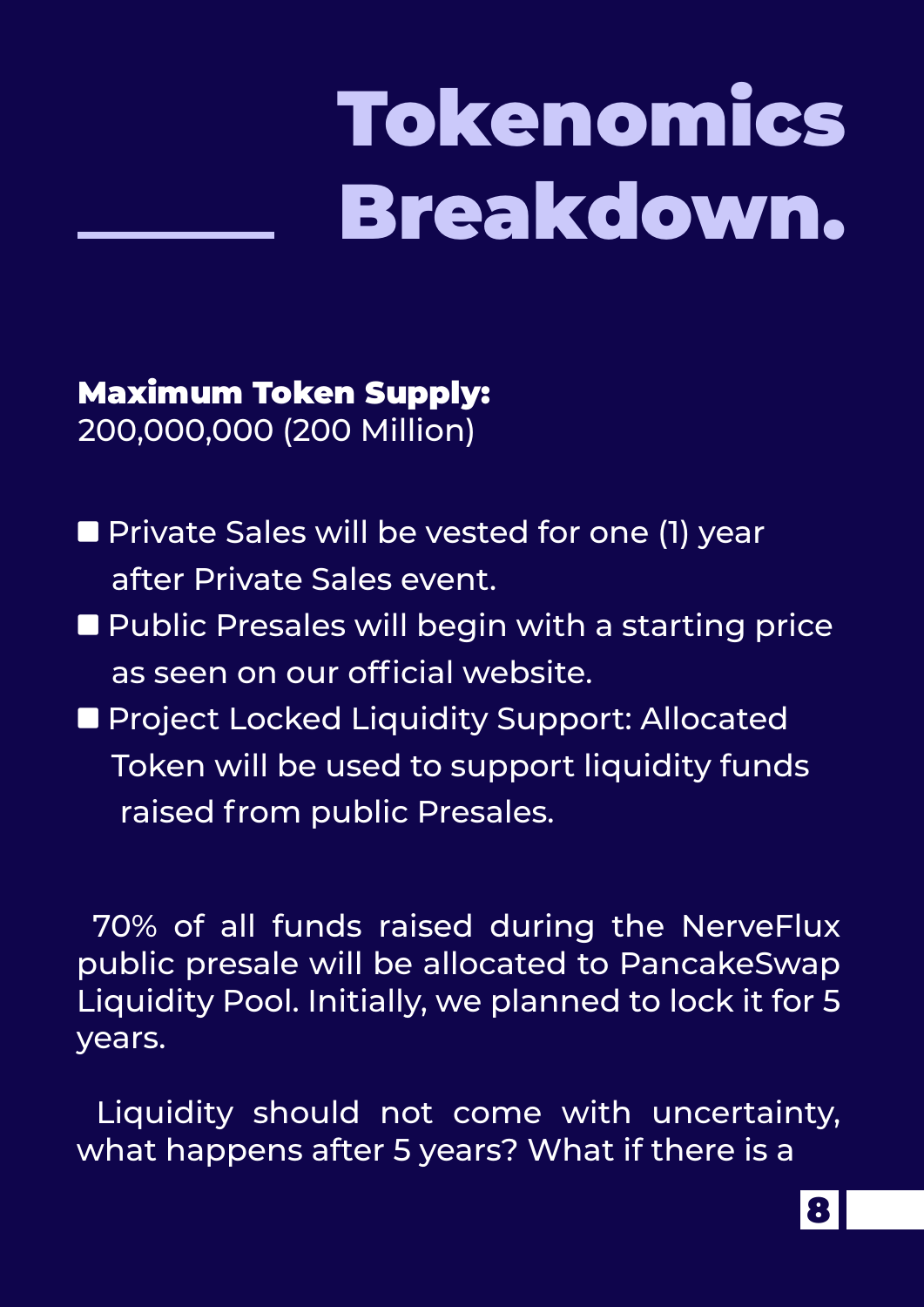# Tokenomics Breakdown.

**Maximum Token Supply:**
200,000,000 (200 Million)

- Private Sales will be vested for one (1) year after Private Sales event.
- Public Presales will begin with a starting price as seen on our official website.
- Project Locked Liquidity Support: Allocated Token will be used to support liquidity funds raised from public Presales.

70% of all funds raised during the NerveFlux public presale will be allocated to PancakeSwap Liquidity Pool. Initially, we planned to lock it for 5 years.

Liquidity should not come with uncertainty, what happens after 5 years? What if there is a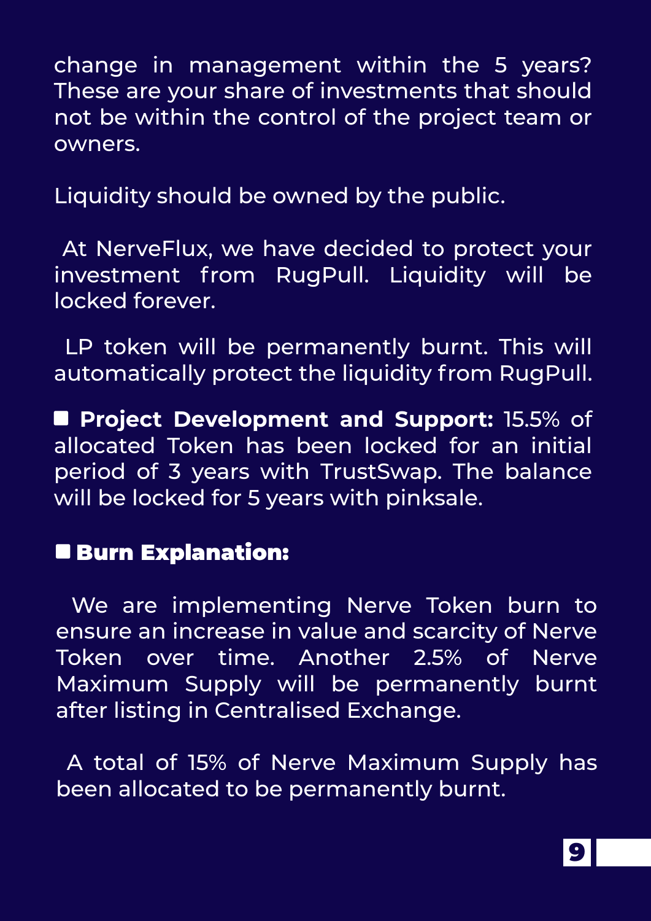change in management within the 5 years? These are your share of investments that should not be within the control of the project team or owners.

Liquidity should be owned by the public.

At NerveFlux, we have decided to protect your investment from RugPull. Liquidity will be locked forever.

LP token will be permanently burnt. This will automatically protect the liquidity from RugPull.

- **Project Development and Support:** 15.5% of allocated Token has been locked for an initial period of 3 years with TrustSwap. The balance will be locked for 5 years with pinksale.

- **Burn Explanation:**

We are implementing Nerve Token burn to ensure an increase in value and scarcity of Nerve Token over time. Another 2.5% of Nerve Maximum Supply will be permanently burnt after listing in Centralised Exchange.

A total of 15% of Nerve Maximum Supply has been allocated to be permanently burnt.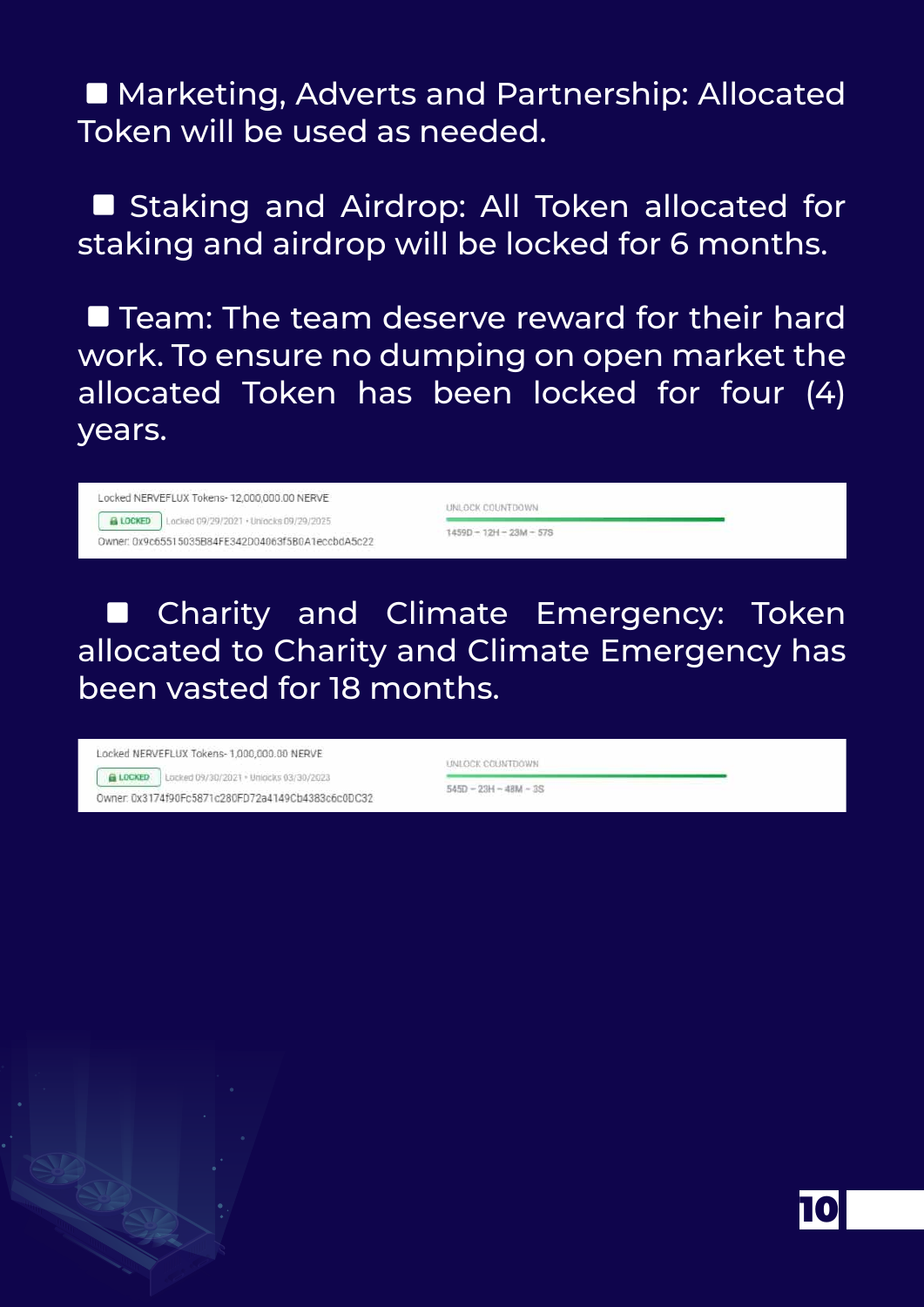- Marketing, Adverts and Partnership: Allocated Token will be used as needed.

- Staking and Airdrop: All Token allocated for staking and airdrop will be locked for 6 months.

- Team: The team deserve reward for their hard work. To ensure no dumping on open market the allocated Token has been locked for four (4) years.

Locked NERVEFLUX Tokens- 12,000,000.00 NERVE
LOCKED Locked 09/29/2021 • Unlocks 09/29/2025
Owner: 0x9c65515035B84FE342D04063f5B0A1eccbdA5c22

UNLOCK COUNTDOWN
1459D - 12H - 23M - 57S

- Charity and Climate Emergency: Token allocated to Charity and Climate Emergency has been vasted for 18 months.

Locked NERVEFLUX Tokens- 1,000,000.00 NERVE
LOCKED Locked 09/30/2021 • Unlocks 03/30/2023
Owner: 0x3174f90Fc5871c280FD72a4149Cb4383c6c0DC32

UNLOCK COUNTDOWN
545D - 23H - 48M - 3S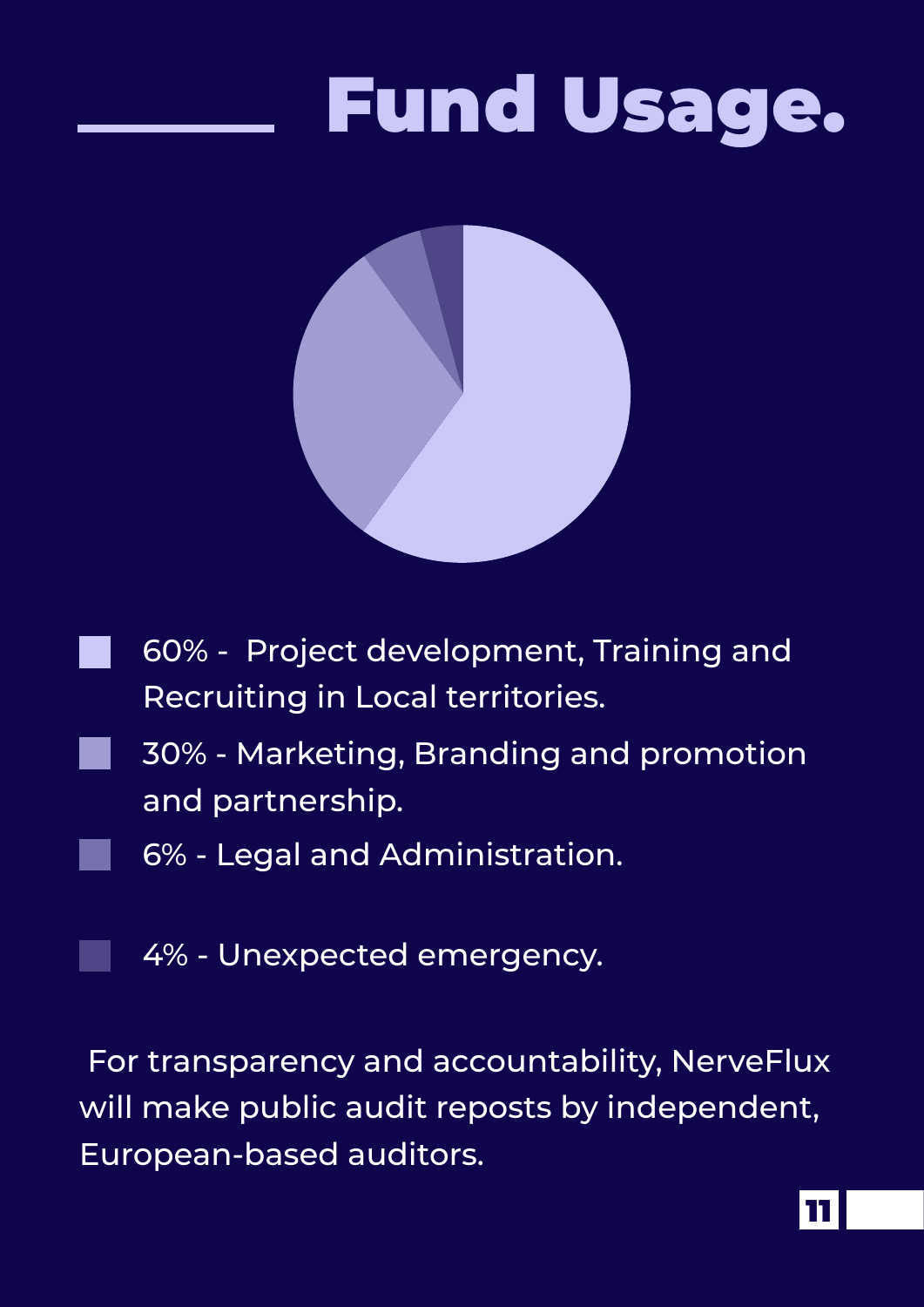# Fund Usage.

- 60% - Project development, Training and Recruiting in Local territories.
- 30% - Marketing, Branding and promotion and partnership.
- 6% - Legal and Administration.
- 4% - Unexpected emergency.

For transparency and accountability, NerveFlux will make public audit reposts by independent, European-based auditors.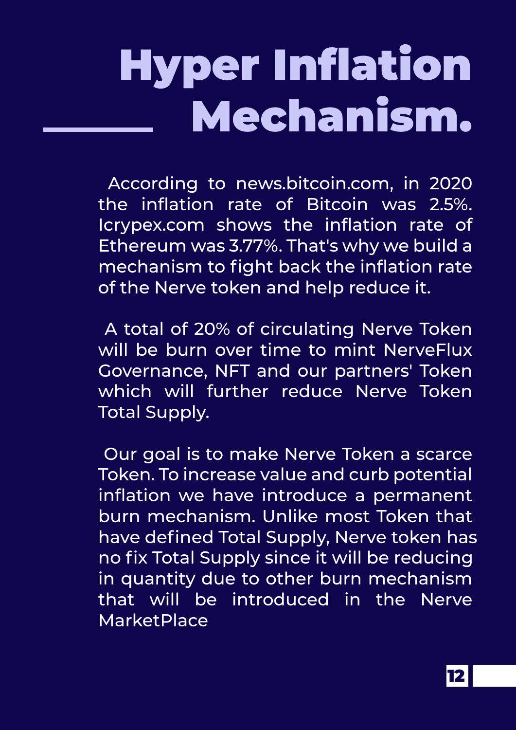# Hyper Inflation Mechanism.

According to news.bitcoin.com, in 2020 the inflation rate of Bitcoin was 2.5%. Icrypex.com shows the inflation rate of Ethereum was 3.77%. That's why we build a mechanism to fight back the inflation rate of the Nerve token and help reduce it.

A total of 20% of circulating Nerve Token will be burn over time to mint NerveFlux Governance, NFT and our partners' Token which will further reduce Nerve Token Total Supply.

Our goal is to make Nerve Token a scarce Token. To increase value and curb potential inflation we have introduce a permanent burn mechanism. Unlike most Token that have defined Total Supply, Nerve token has no fix Total Supply since it will be reducing in quantity due to other burn mechanism that will be introduced in the Nerve MarketPlace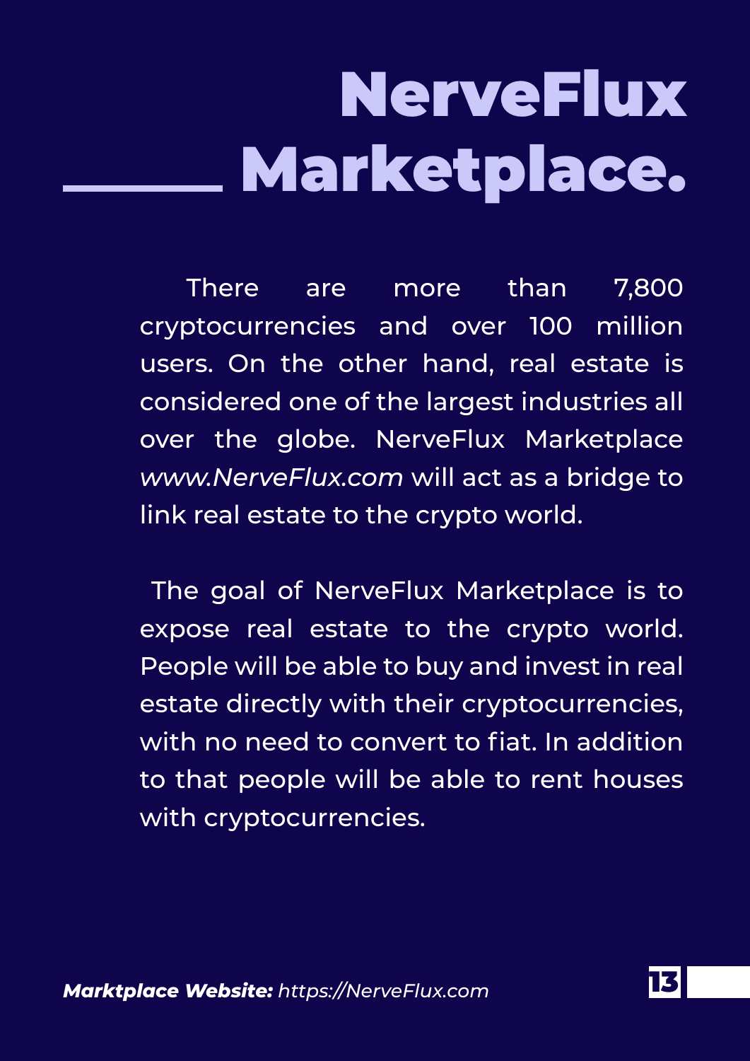# NerveFlux Marketplace.

There are more than 7,800 cryptocurrencies and over 100 million users. On the other hand, real estate is considered one of the largest industries all over the globe. NerveFlux Marketplace *www.NerveFlux.com* will act as a bridge to link real estate to the crypto world.

The goal of NerveFlux Marketplace is to expose real estate to the crypto world. People will be able to buy and invest in real estate directly with their cryptocurrencies, with no need to convert to fiat. In addition to that people will be able to rent houses with cryptocurrencies.

***Marktplace Website:*** *https://NerveFlux.com*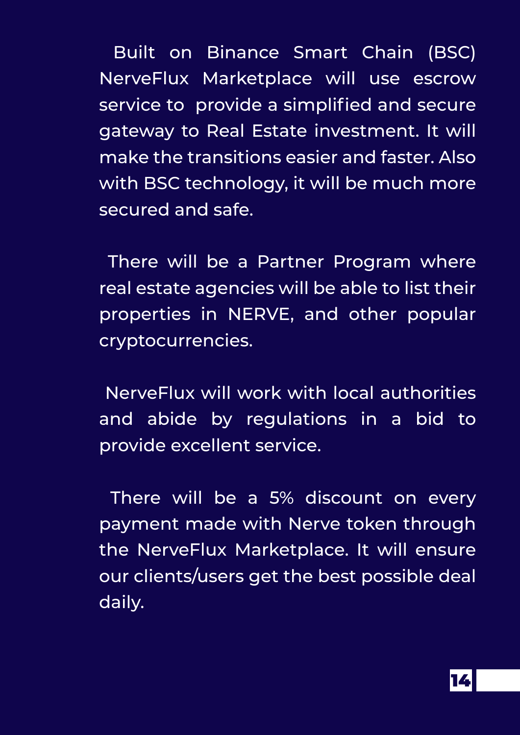Built on Binance Smart Chain (BSC) NerveFlux Marketplace will use escrow service to provide a simplified and secure gateway to Real Estate investment. It will make the transitions easier and faster. Also with BSC technology, it will be much more secured and safe.

There will be a Partner Program where real estate agencies will be able to list their properties in NERVE, and other popular cryptocurrencies.

NerveFlux will work with local authorities and abide by regulations in a bid to provide excellent service.

There will be a 5% discount on every payment made with Nerve token through the NerveFlux Marketplace. It will ensure our clients/users get the best possible deal daily.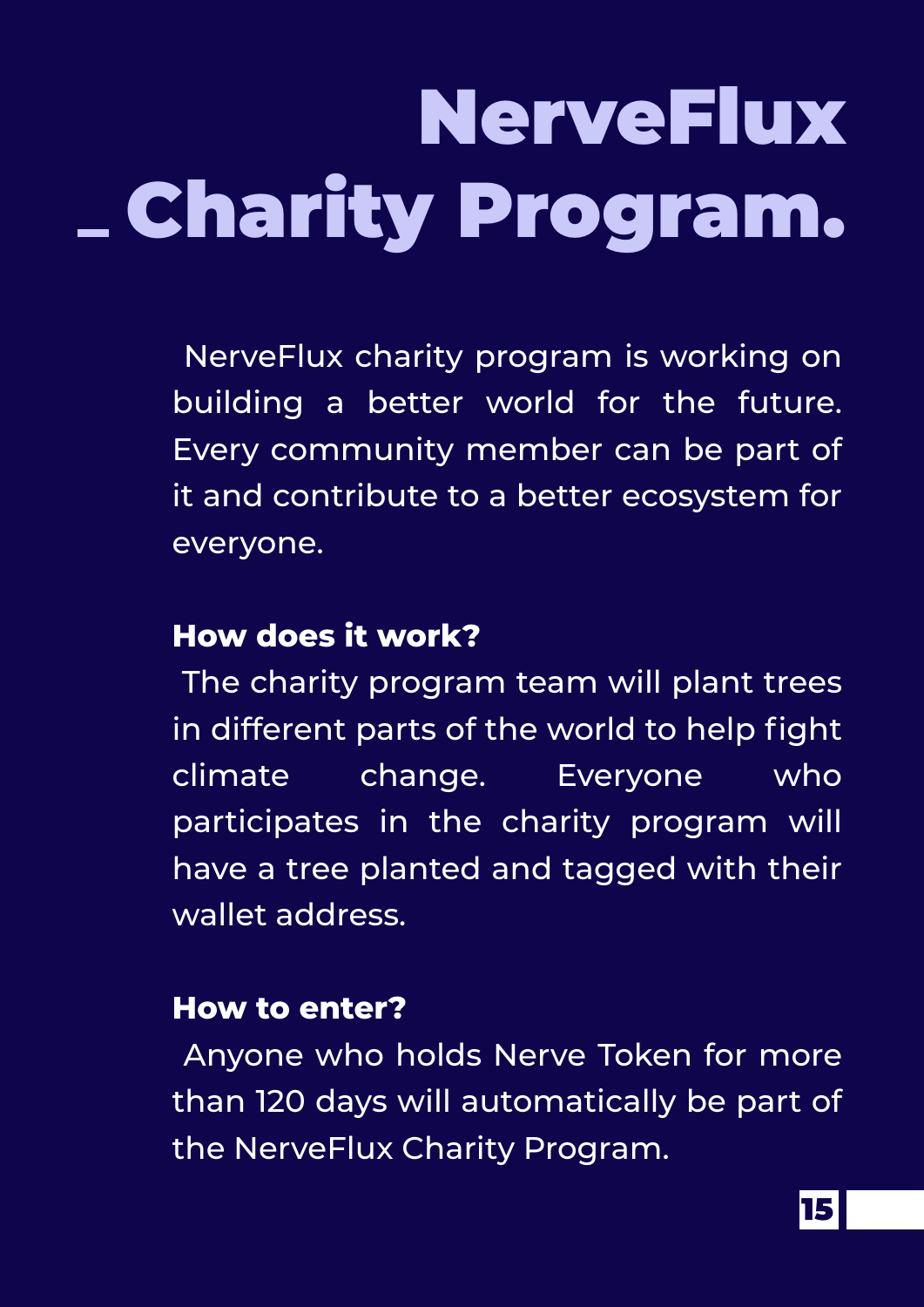# NerveFlux _ Charity Program.

NerveFlux charity program is working on building a better world for the future. Every community member can be part of it and contribute to a better ecosystem for everyone.

**How does it work?**

The charity program team will plant trees in different parts of the world to help fight climate change. Everyone who participates in the charity program will have a tree planted and tagged with their wallet address.

**How to enter?**

Anyone who holds Nerve Token for more than 120 days will automatically be part of the NerveFlux Charity Program.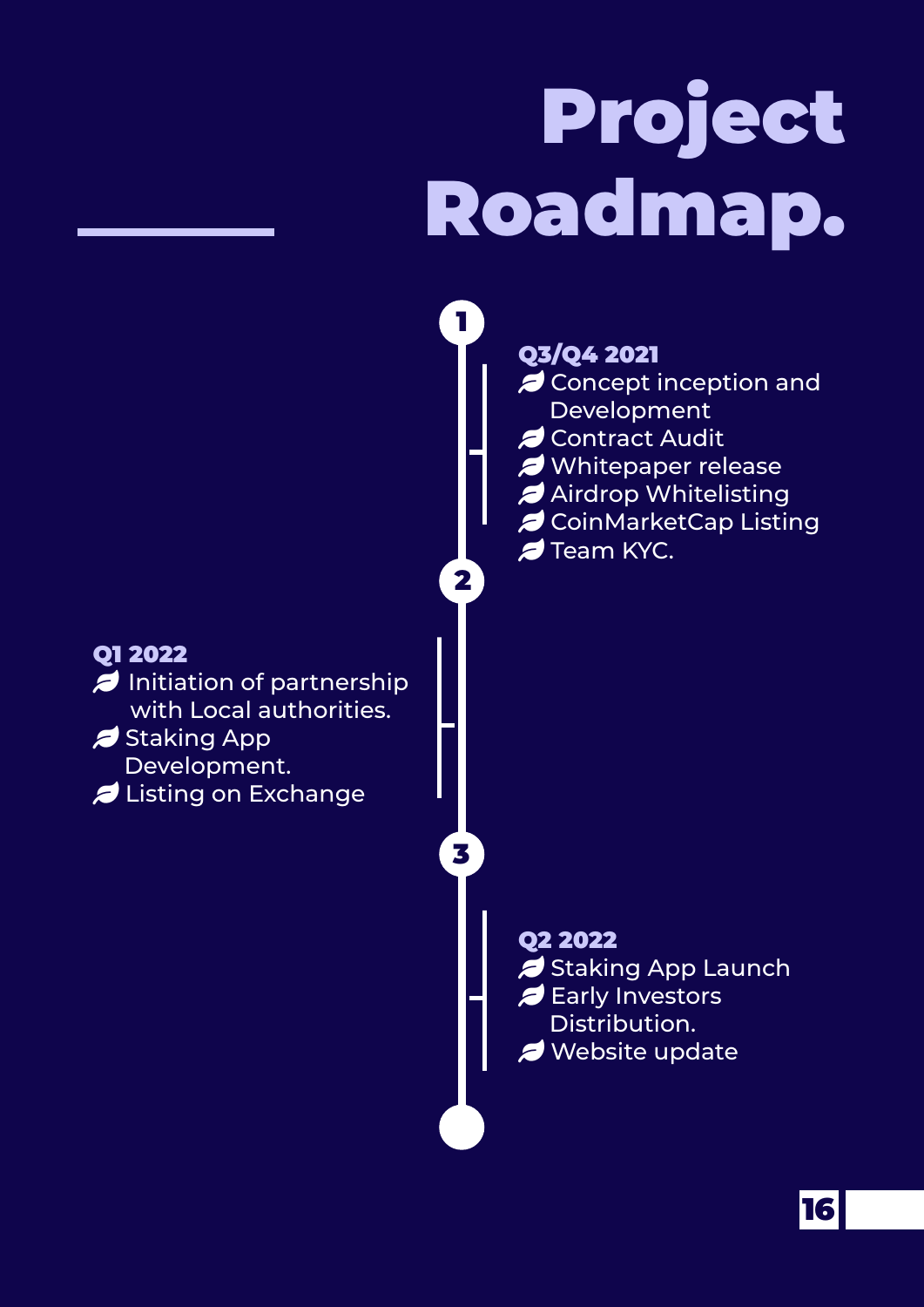# Project Roadmap.

**1**

### Q3/Q4 2021

- Concept inception and Development
- Contract Audit
- Whitepaper release
- Airdrop Whitelisting
- CoinMarketCap Listing
- Team KYC.

**2**

### Q1 2022

- Initiation of partnership with Local authorities.
- Staking App Development.
- Listing on Exchange

**3**

### Q2 2022

- Staking App Launch
- Early Investors Distribution.
- Website update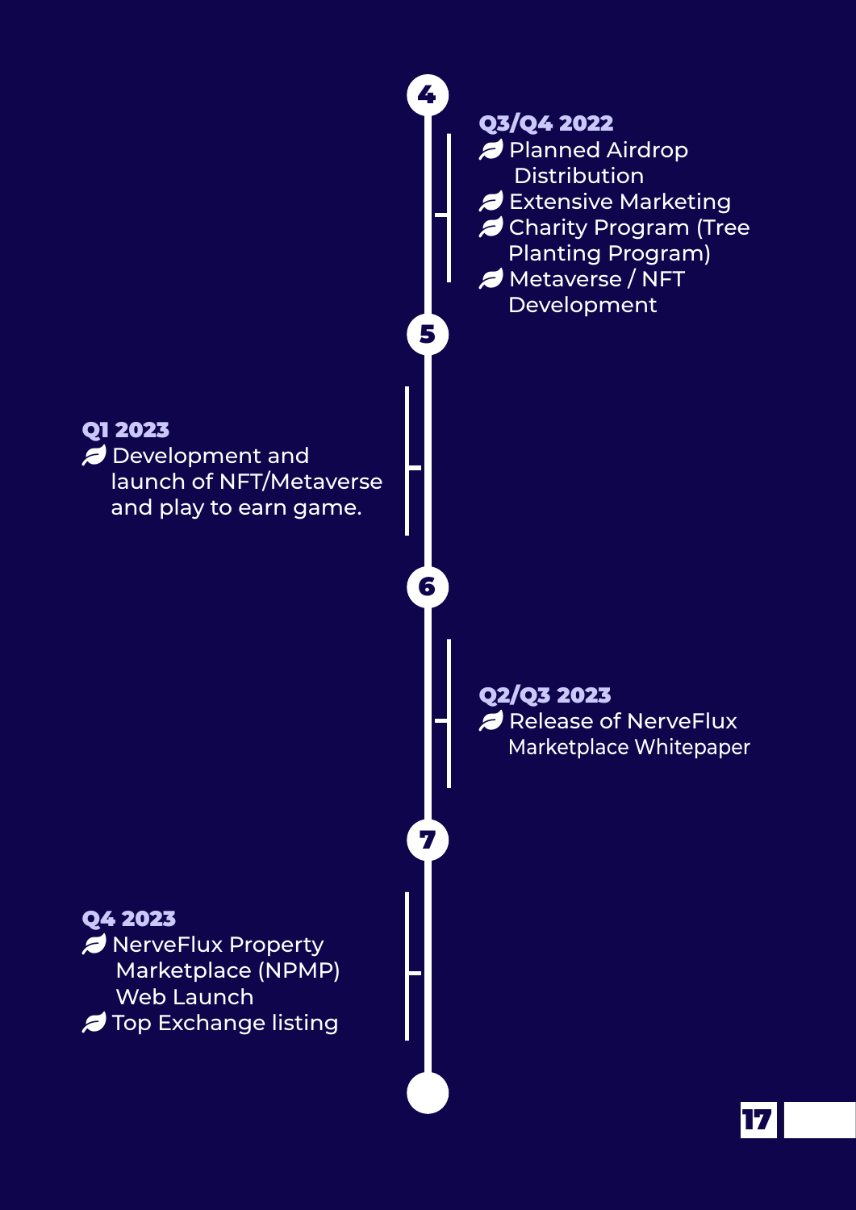**4**

### Q3/Q4 2022

- Planned Airdrop Distribution
- Extensive Marketing
- Charity Program (Tree Planting Program)
- Metaverse / NFT Development

**5**

### Q1 2023

- Development and launch of NFT/Metaverse and play to earn game.

**6**

### Q2/Q3 2023

- Release of NerveFlux Marketplace Whitepaper

**7**

### Q4 2023

- NerveFlux Property Marketplace (NPMP) Web Launch
- Top Exchange listing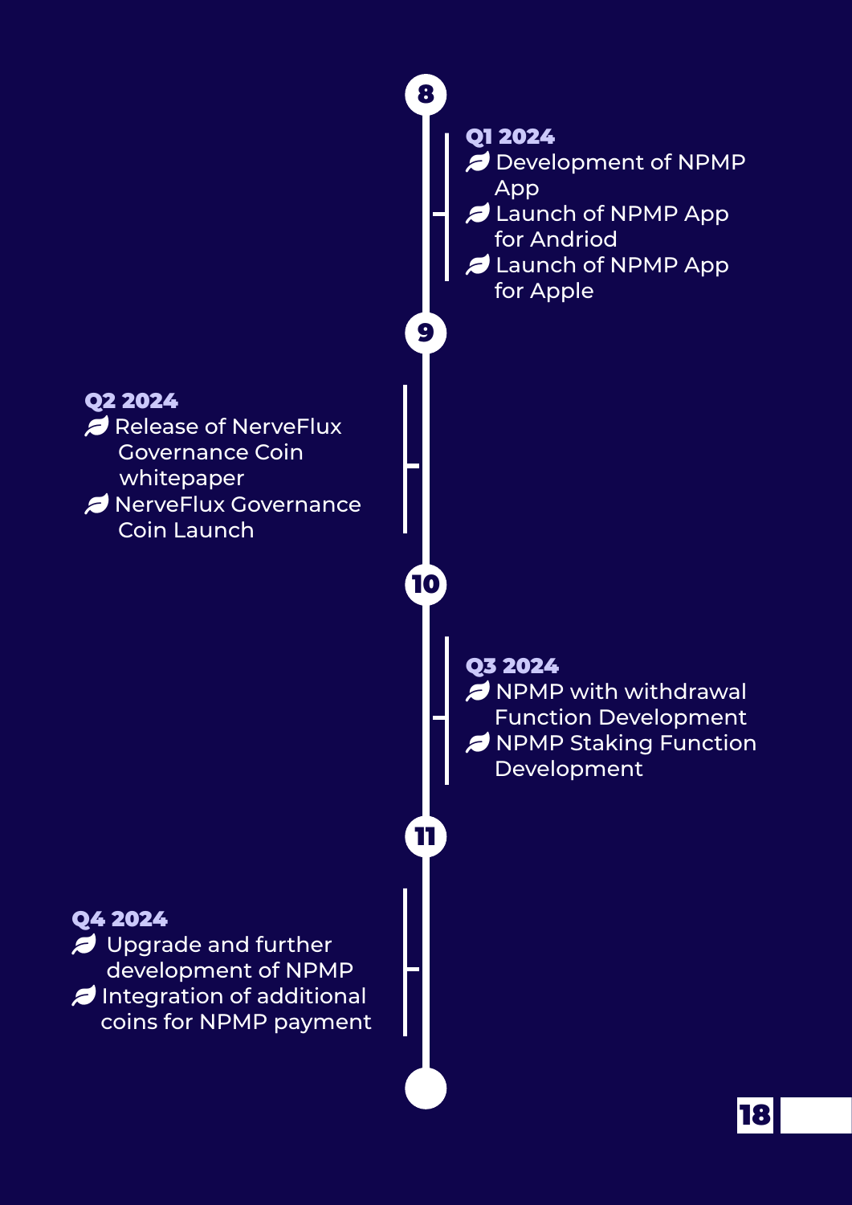8

### Q1 2024

- Development of NPMP App
- Launch of NPMP App for Andriod
- Launch of NPMP App for Apple

9

### Q2 2024

- Release of NerveFlux Governance Coin whitepaper
- NerveFlux Governance Coin Launch

10

### Q3 2024

- NPMP with withdrawal Function Development
- NPMP Staking Function Development

11

### Q4 2024

- Upgrade and further development of NPMP
- Integration of additional coins for NPMP payment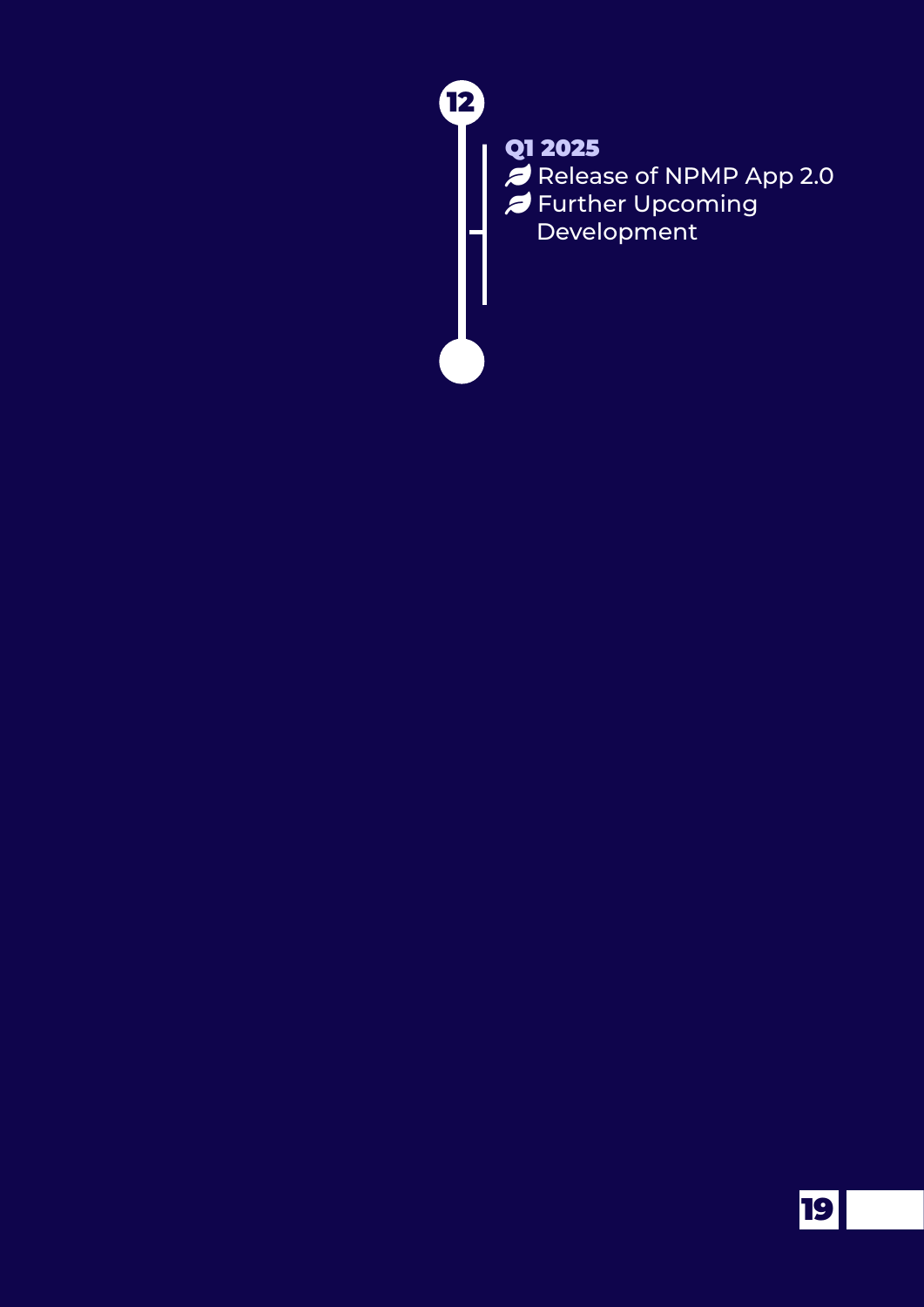12

**Q1 2025**

- Release of NPMP App 2.0
- Further Upcoming Development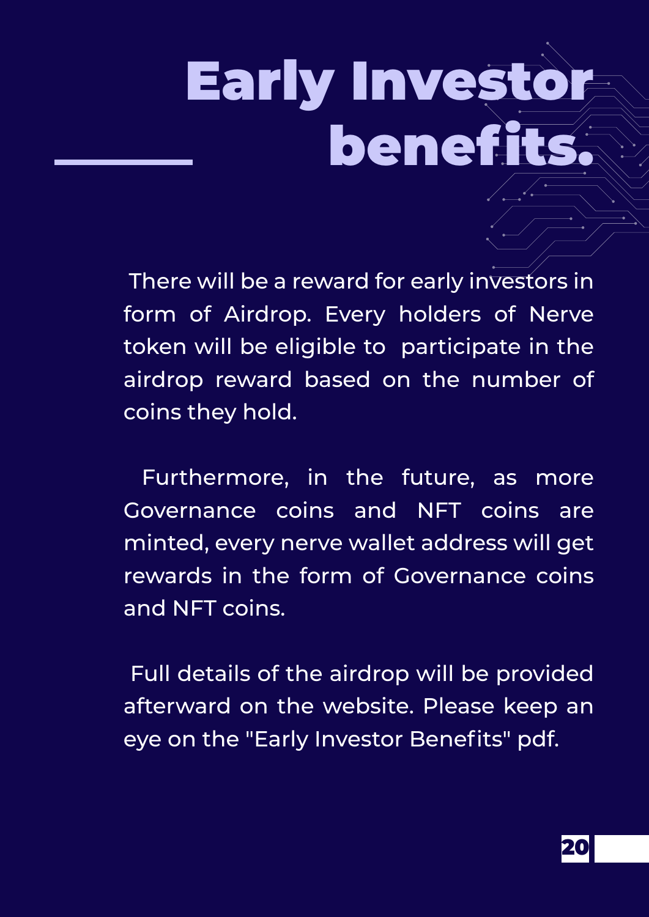# Early Investor benefits.

There will be a reward for early investors in form of Airdrop. Every holders of Nerve token will be eligible to participate in the airdrop reward based on the number of coins they hold.

Furthermore, in the future, as more Governance coins and NFT coins are minted, every nerve wallet address will get rewards in the form of Governance coins and NFT coins.

Full details of the airdrop will be provided afterward on the website. Please keep an eye on the "Early Investor Benefits" pdf.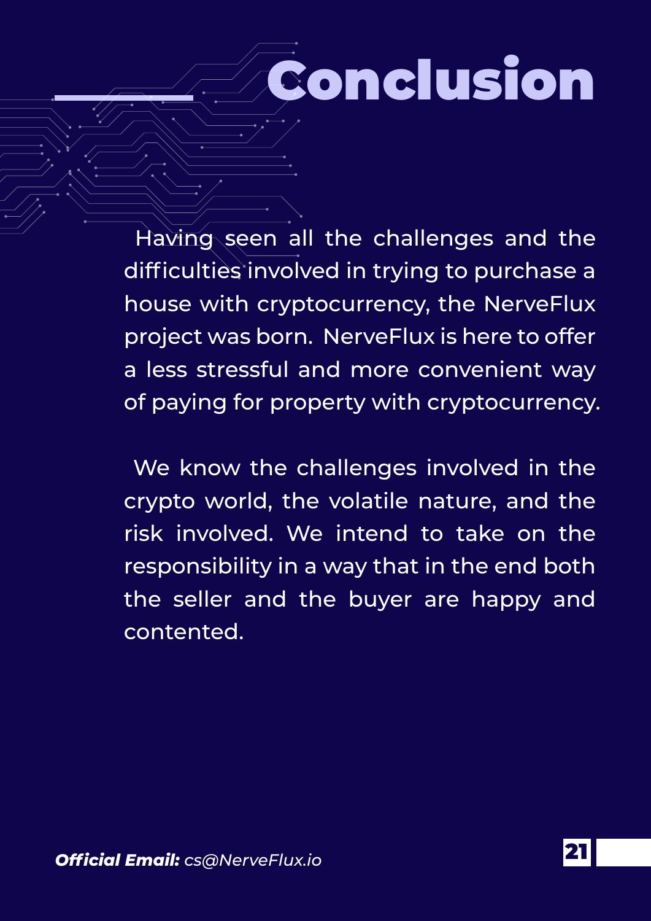# Conclusion

Having seen all the challenges and the difficulties involved in trying to purchase a house with cryptocurrency, the NerveFlux project was born. NerveFlux is here to offer a less stressful and more convenient way of paying for property with cryptocurrency.

We know the challenges involved in the crypto world, the volatile nature, and the risk involved. We intend to take on the responsibility in a way that in the end both the seller and the buyer are happy and contented.

***Official Email:*** *cs@NerveFlux.io*